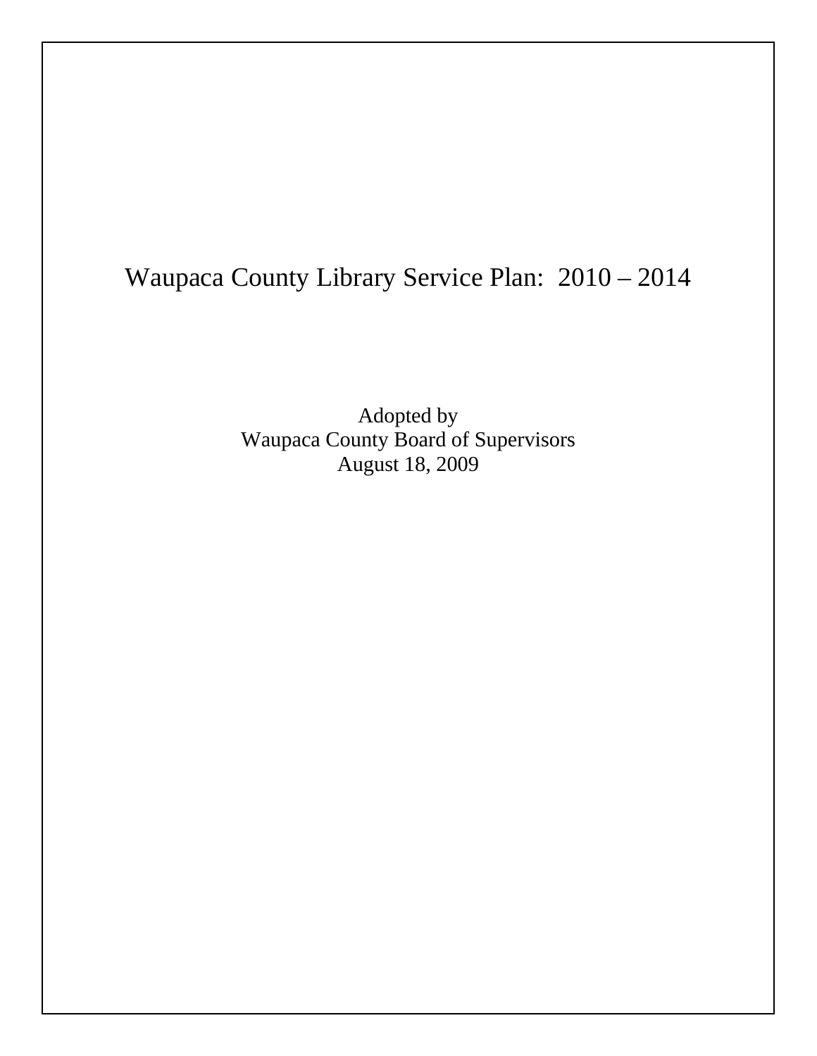# Waupaca County Library Service Plan: 2010 – 2014

Adopted by
Waupaca County Board of Supervisors
August 18, 2009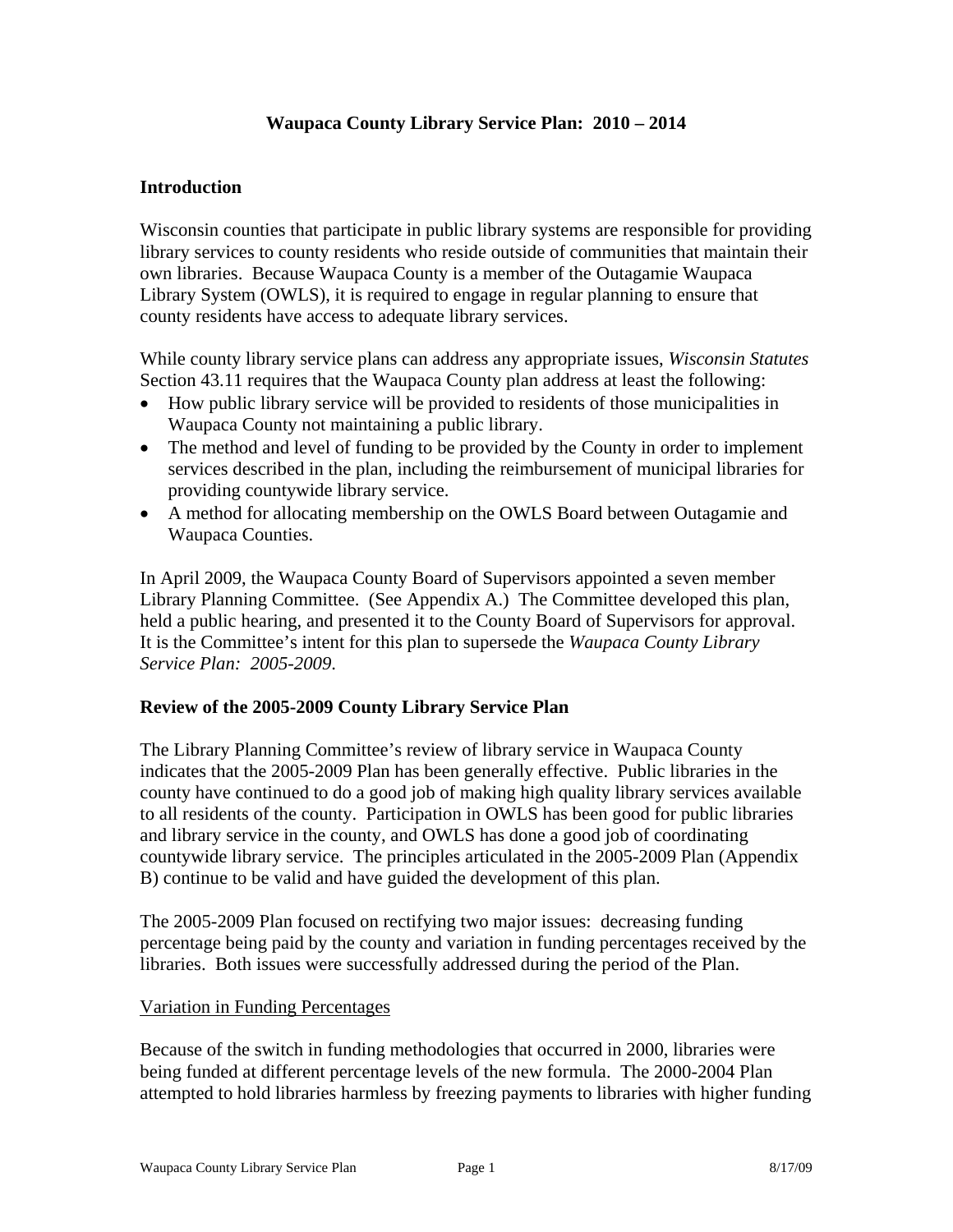# Waupaca County Library Service Plan: 2010 – 2014

## Introduction

Wisconsin counties that participate in public library systems are responsible for providing library services to county residents who reside outside of communities that maintain their own libraries. Because Waupaca County is a member of the Outagamie Waupaca Library System (OWLS), it is required to engage in regular planning to ensure that county residents have access to adequate library services.

While county library service plans can address any appropriate issues, *Wisconsin Statutes* Section 43.11 requires that the Waupaca County plan address at least the following:

- How public library service will be provided to residents of those municipalities in Waupaca County not maintaining a public library.
- The method and level of funding to be provided by the County in order to implement services described in the plan, including the reimbursement of municipal libraries for providing countywide library service.
- A method for allocating membership on the OWLS Board between Outagamie and Waupaca Counties.

In April 2009, the Waupaca County Board of Supervisors appointed a seven member Library Planning Committee. (See Appendix A.) The Committee developed this plan, held a public hearing, and presented it to the County Board of Supervisors for approval. It is the Committee's intent for this plan to supersede the *Waupaca County Library Service Plan: 2005-2009*.

## Review of the 2005-2009 County Library Service Plan

The Library Planning Committee's review of library service in Waupaca County indicates that the 2005-2009 Plan has been generally effective. Public libraries in the county have continued to do a good job of making high quality library services available to all residents of the county. Participation in OWLS has been good for public libraries and library service in the county, and OWLS has done a good job of coordinating countywide library service. The principles articulated in the 2005-2009 Plan (Appendix B) continue to be valid and have guided the development of this plan.

The 2005-2009 Plan focused on rectifying two major issues: decreasing funding percentage being paid by the county and variation in funding percentages received by the libraries. Both issues were successfully addressed during the period of the Plan.

### Variation in Funding Percentages

Because of the switch in funding methodologies that occurred in 2000, libraries were being funded at different percentage levels of the new formula. The 2000-2004 Plan attempted to hold libraries harmless by freezing payments to libraries with higher funding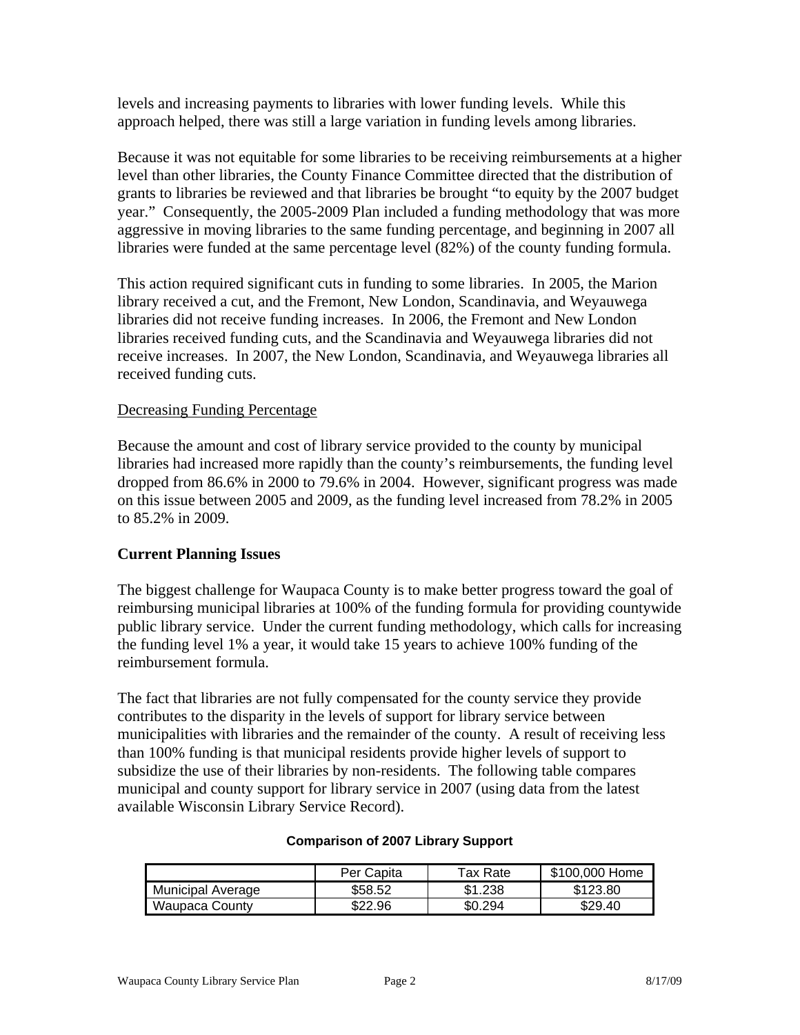levels and increasing payments to libraries with lower funding levels. While this approach helped, there was still a large variation in funding levels among libraries.

Because it was not equitable for some libraries to be receiving reimbursements at a higher level than other libraries, the County Finance Committee directed that the distribution of grants to libraries be reviewed and that libraries be brought "to equity by the 2007 budget year." Consequently, the 2005-2009 Plan included a funding methodology that was more aggressive in moving libraries to the same funding percentage, and beginning in 2007 all libraries were funded at the same percentage level (82%) of the county funding formula.

This action required significant cuts in funding to some libraries. In 2005, the Marion library received a cut, and the Fremont, New London, Scandinavia, and Weyauwega libraries did not receive funding increases. In 2006, the Fremont and New London libraries received funding cuts, and the Scandinavia and Weyauwega libraries did not receive increases. In 2007, the New London, Scandinavia, and Weyauwega libraries all received funding cuts.

Decreasing Funding Percentage

Because the amount and cost of library service provided to the county by municipal libraries had increased more rapidly than the county's reimbursements, the funding level dropped from 86.6% in 2000 to 79.6% in 2004. However, significant progress was made on this issue between 2005 and 2009, as the funding level increased from 78.2% in 2005 to 85.2% in 2009.

## Current Planning Issues

The biggest challenge for Waupaca County is to make better progress toward the goal of reimbursing municipal libraries at 100% of the funding formula for providing countywide public library service. Under the current funding methodology, which calls for increasing the funding level 1% a year, it would take 15 years to achieve 100% funding of the reimbursement formula.

The fact that libraries are not fully compensated for the county service they provide contributes to the disparity in the levels of support for library service between municipalities with libraries and the remainder of the county. A result of receiving less than 100% funding is that municipal residents provide higher levels of support to subsidize the use of their libraries by non-residents. The following table compares municipal and county support for library service in 2007 (using data from the latest available Wisconsin Library Service Record).

**Comparison of 2007 Library Support**

| | Per Capita | Tax Rate | $100,000 Home |
|---|---|---|---|
| Municipal Average | $58.52 | $1.238 | $123.80 |
| Waupaca County | $22.96 | $0.294 | $29.40 |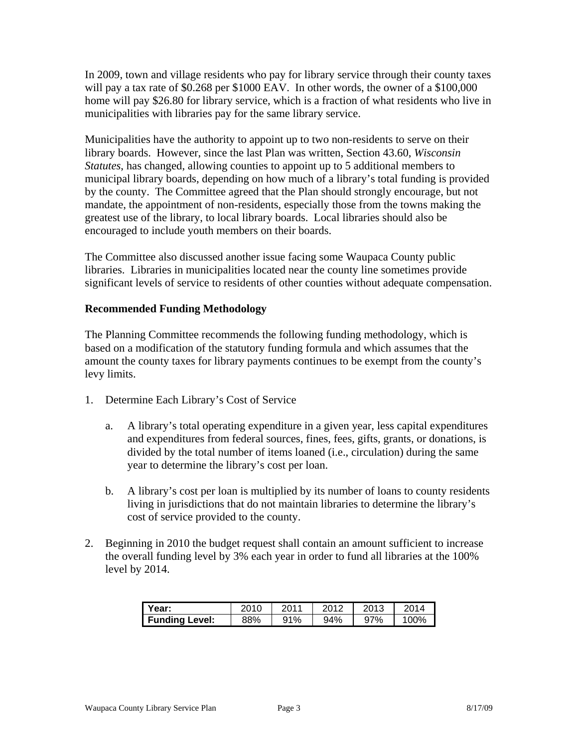In 2009, town and village residents who pay for library service through their county taxes will pay a tax rate of $0.268 per $1000 EAV. In other words, the owner of a $100,000 home will pay $26.80 for library service, which is a fraction of what residents who live in municipalities with libraries pay for the same library service.

Municipalities have the authority to appoint up to two non-residents to serve on their library boards. However, since the last Plan was written, Section 43.60, *Wisconsin Statutes*, has changed, allowing counties to appoint up to 5 additional members to municipal library boards, depending on how much of a library's total funding is provided by the county. The Committee agreed that the Plan should strongly encourage, but not mandate, the appointment of non-residents, especially those from the towns making the greatest use of the library, to local library boards. Local libraries should also be encouraged to include youth members on their boards.

The Committee also discussed another issue facing some Waupaca County public libraries. Libraries in municipalities located near the county line sometimes provide significant levels of service to residents of other counties without adequate compensation.

**Recommended Funding Methodology**

The Planning Committee recommends the following funding methodology, which is based on a modification of the statutory funding formula and which assumes that the amount the county taxes for library payments continues to be exempt from the county's levy limits.

1. Determine Each Library's Cost of Service

   a. A library's total operating expenditure in a given year, less capital expenditures and expenditures from federal sources, fines, fees, gifts, grants, or donations, is divided by the total number of items loaned (i.e., circulation) during the same year to determine the library's cost per loan.

   b. A library's cost per loan is multiplied by its number of loans to county residents living in jurisdictions that do not maintain libraries to determine the library's cost of service provided to the county.

2. Beginning in 2010 the budget request shall contain an amount sufficient to increase the overall funding level by 3% each year in order to fund all libraries at the 100% level by 2014.

| **Year:** | 2010 | 2011 | 2012 | 2013 | 2014 |
|---|---|---|---|---|---|
| **Funding Level:** | 88% | 91% | 94% | 97% | 100% |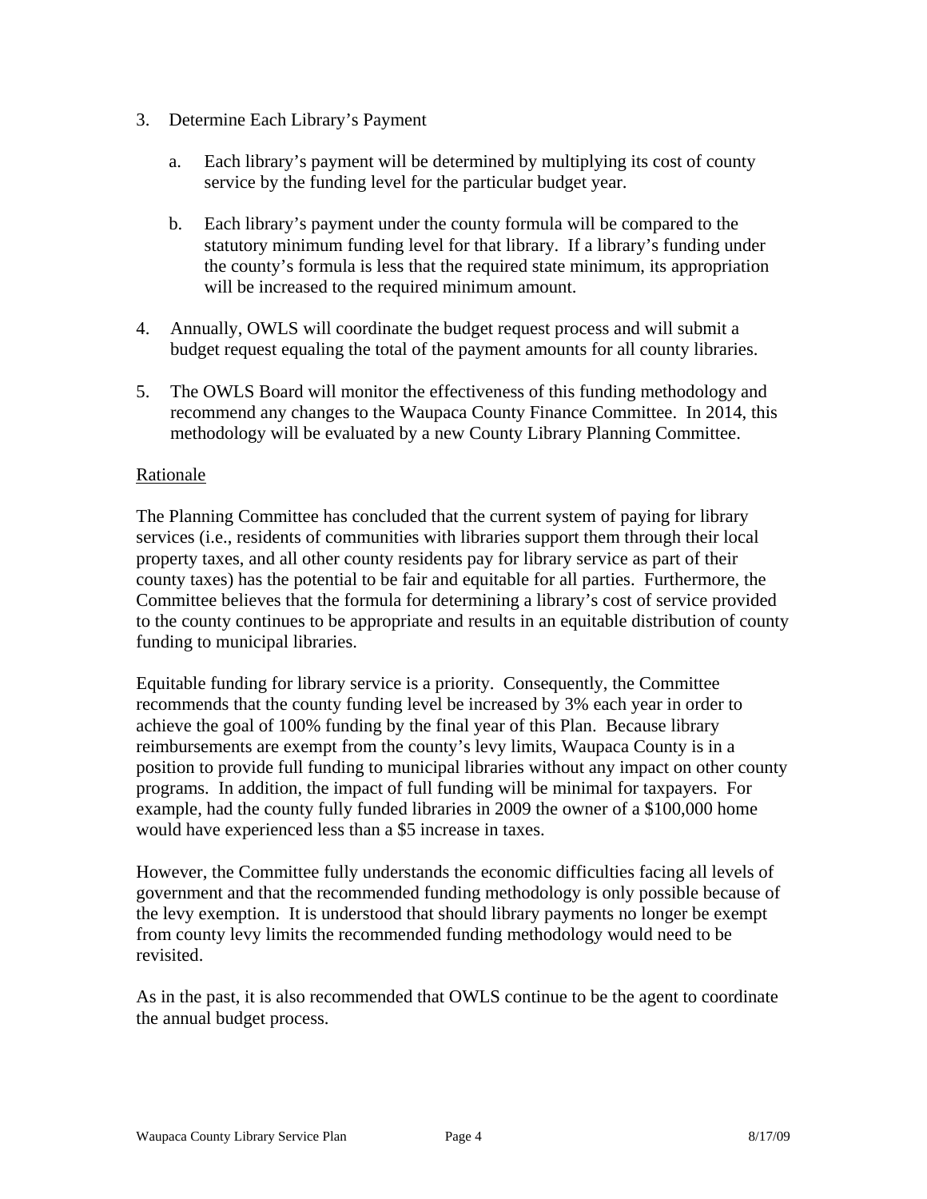3. Determine Each Library's Payment

   a. Each library's payment will be determined by multiplying its cost of county service by the funding level for the particular budget year.

   b. Each library's payment under the county formula will be compared to the statutory minimum funding level for that library. If a library's funding under the county's formula is less that the required state minimum, its appropriation will be increased to the required minimum amount.

4. Annually, OWLS will coordinate the budget request process and will submit a budget request equaling the total of the payment amounts for all county libraries.

5. The OWLS Board will monitor the effectiveness of this funding methodology and recommend any changes to the Waupaca County Finance Committee. In 2014, this methodology will be evaluated by a new County Library Planning Committee.

Rationale

The Planning Committee has concluded that the current system of paying for library services (i.e., residents of communities with libraries support them through their local property taxes, and all other county residents pay for library service as part of their county taxes) has the potential to be fair and equitable for all parties. Furthermore, the Committee believes that the formula for determining a library's cost of service provided to the county continues to be appropriate and results in an equitable distribution of county funding to municipal libraries.

Equitable funding for library service is a priority. Consequently, the Committee recommends that the county funding level be increased by 3% each year in order to achieve the goal of 100% funding by the final year of this Plan. Because library reimbursements are exempt from the county's levy limits, Waupaca County is in a position to provide full funding to municipal libraries without any impact on other county programs. In addition, the impact of full funding will be minimal for taxpayers. For example, had the county fully funded libraries in 2009 the owner of a $100,000 home would have experienced less than a $5 increase in taxes.

However, the Committee fully understands the economic difficulties facing all levels of government and that the recommended funding methodology is only possible because of the levy exemption. It is understood that should library payments no longer be exempt from county levy limits the recommended funding methodology would need to be revisited.

As in the past, it is also recommended that OWLS continue to be the agent to coordinate the annual budget process.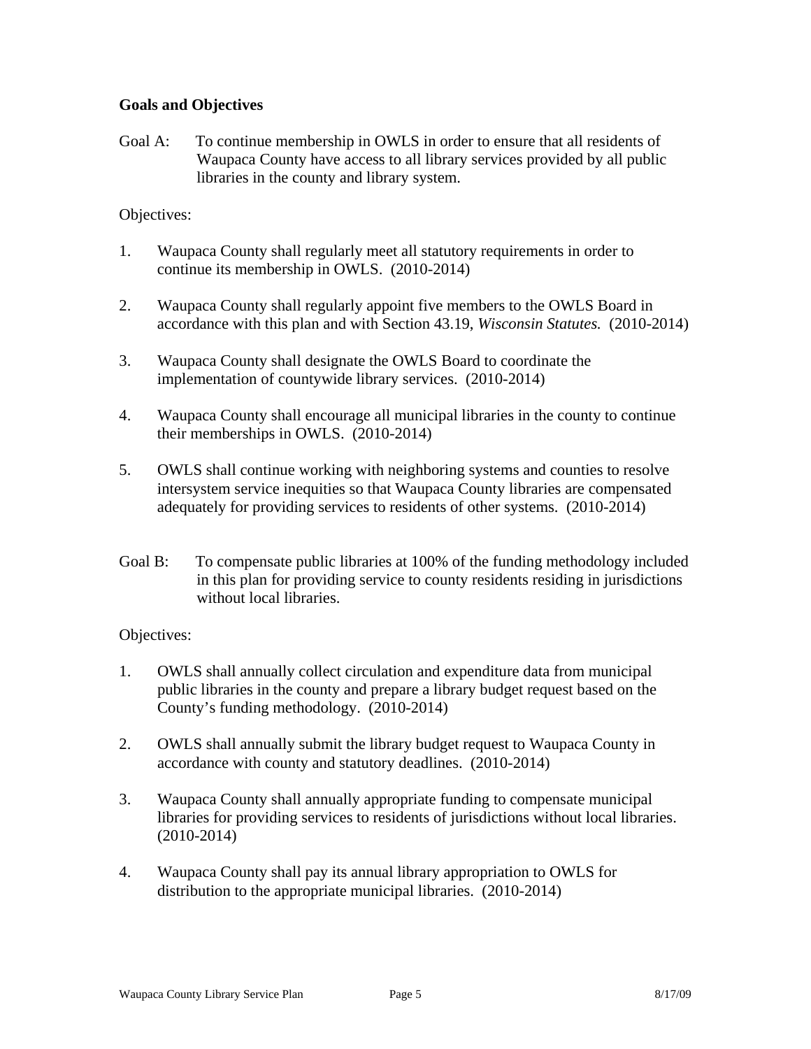**Goals and Objectives**

Goal A: To continue membership in OWLS in order to ensure that all residents of Waupaca County have access to all library services provided by all public libraries in the county and library system.

Objectives:

1. Waupaca County shall regularly meet all statutory requirements in order to continue its membership in OWLS. (2010-2014)

2. Waupaca County shall regularly appoint five members to the OWLS Board in accordance with this plan and with Section 43.19, *Wisconsin Statutes.* (2010-2014)

3. Waupaca County shall designate the OWLS Board to coordinate the implementation of countywide library services. (2010-2014)

4. Waupaca County shall encourage all municipal libraries in the county to continue their memberships in OWLS. (2010-2014)

5. OWLS shall continue working with neighboring systems and counties to resolve intersystem service inequities so that Waupaca County libraries are compensated adequately for providing services to residents of other systems. (2010-2014)

Goal B: To compensate public libraries at 100% of the funding methodology included in this plan for providing service to county residents residing in jurisdictions without local libraries.

Objectives:

1. OWLS shall annually collect circulation and expenditure data from municipal public libraries in the county and prepare a library budget request based on the County's funding methodology. (2010-2014)

2. OWLS shall annually submit the library budget request to Waupaca County in accordance with county and statutory deadlines. (2010-2014)

3. Waupaca County shall annually appropriate funding to compensate municipal libraries for providing services to residents of jurisdictions without local libraries. (2010-2014)

4. Waupaca County shall pay its annual library appropriation to OWLS for distribution to the appropriate municipal libraries. (2010-2014)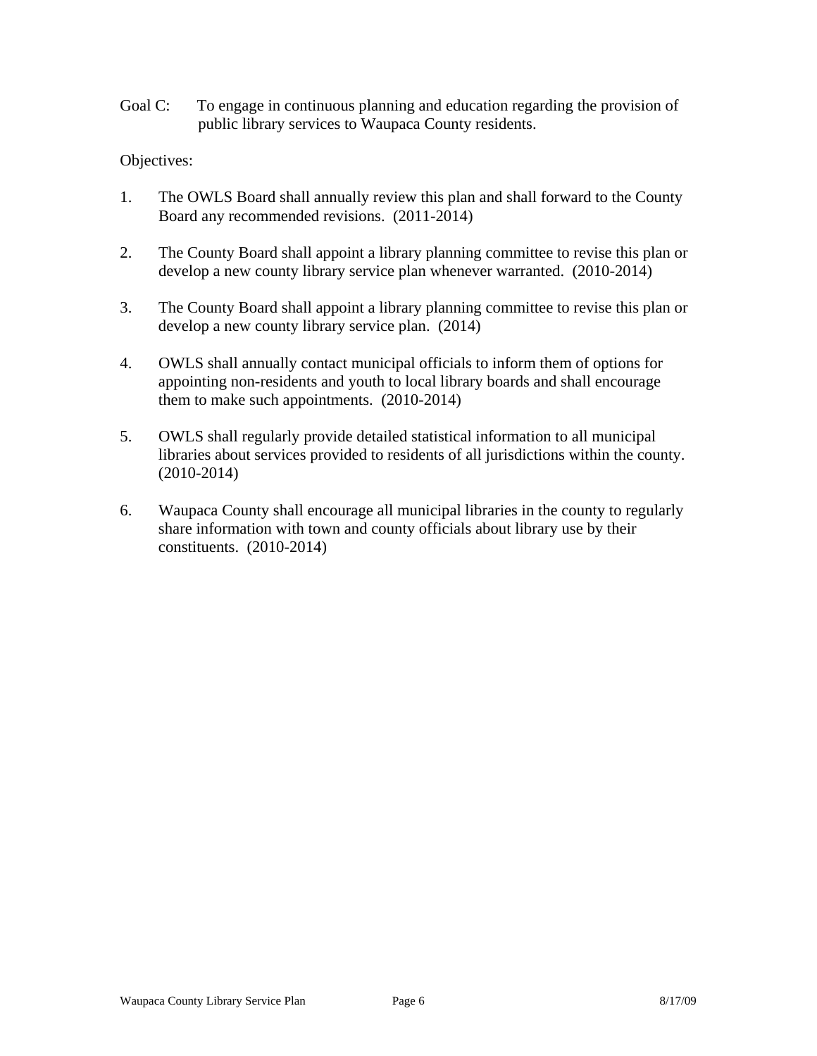Goal C: To engage in continuous planning and education regarding the provision of public library services to Waupaca County residents.

Objectives:

1. The OWLS Board shall annually review this plan and shall forward to the County Board any recommended revisions. (2011-2014)

2. The County Board shall appoint a library planning committee to revise this plan or develop a new county library service plan whenever warranted. (2010-2014)

3. The County Board shall appoint a library planning committee to revise this plan or develop a new county library service plan. (2014)

4. OWLS shall annually contact municipal officials to inform them of options for appointing non-residents and youth to local library boards and shall encourage them to make such appointments. (2010-2014)

5. OWLS shall regularly provide detailed statistical information to all municipal libraries about services provided to residents of all jurisdictions within the county. (2010-2014)

6. Waupaca County shall encourage all municipal libraries in the county to regularly share information with town and county officials about library use by their constituents. (2010-2014)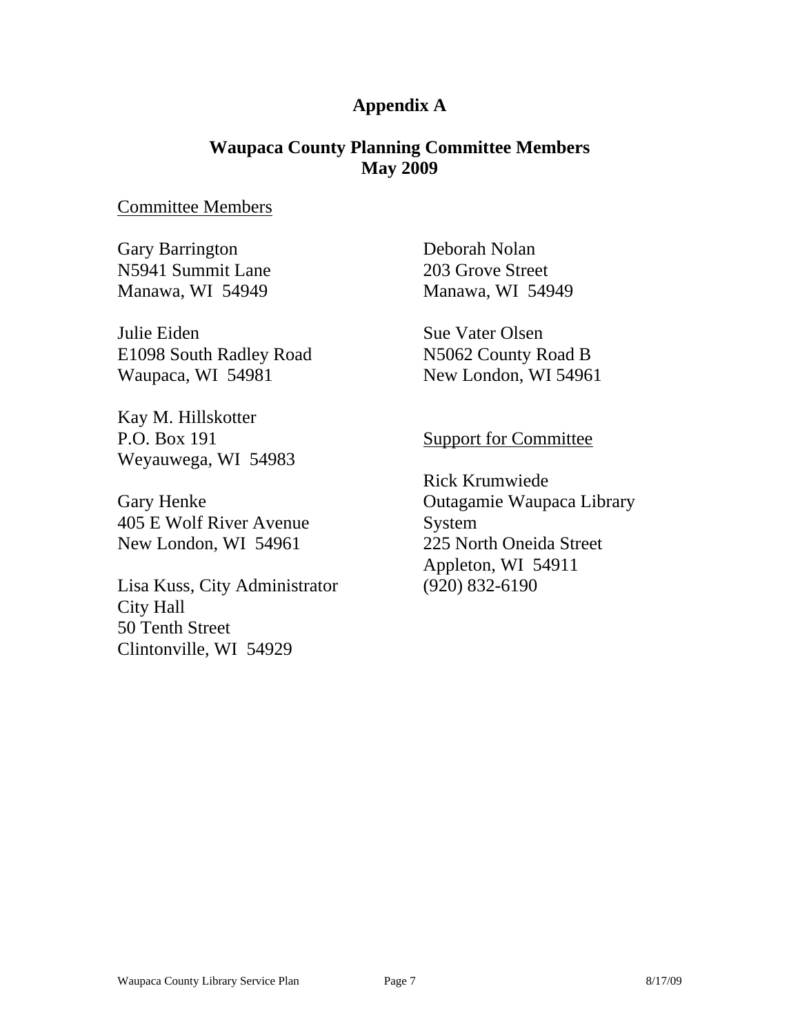# Appendix A

## Waupaca County Planning Committee Members
## May 2009

Committee Members

Gary Barrington
N5941 Summit Lane
Manawa, WI 54949

Julie Eiden
E1098 South Radley Road
Waupaca, WI 54981

Kay M. Hillskotter
P.O. Box 191
Weyauwega, WI 54983

Gary Henke
405 E Wolf River Avenue
New London, WI 54961

Lisa Kuss, City Administrator
City Hall
50 Tenth Street
Clintonville, WI 54929

Deborah Nolan
203 Grove Street
Manawa, WI 54949

Sue Vater Olsen
N5062 County Road B
New London, WI 54961

Support for Committee

Rick Krumwiede
Outagamie Waupaca Library System
225 North Oneida Street
Appleton, WI 54911
(920) 832-6190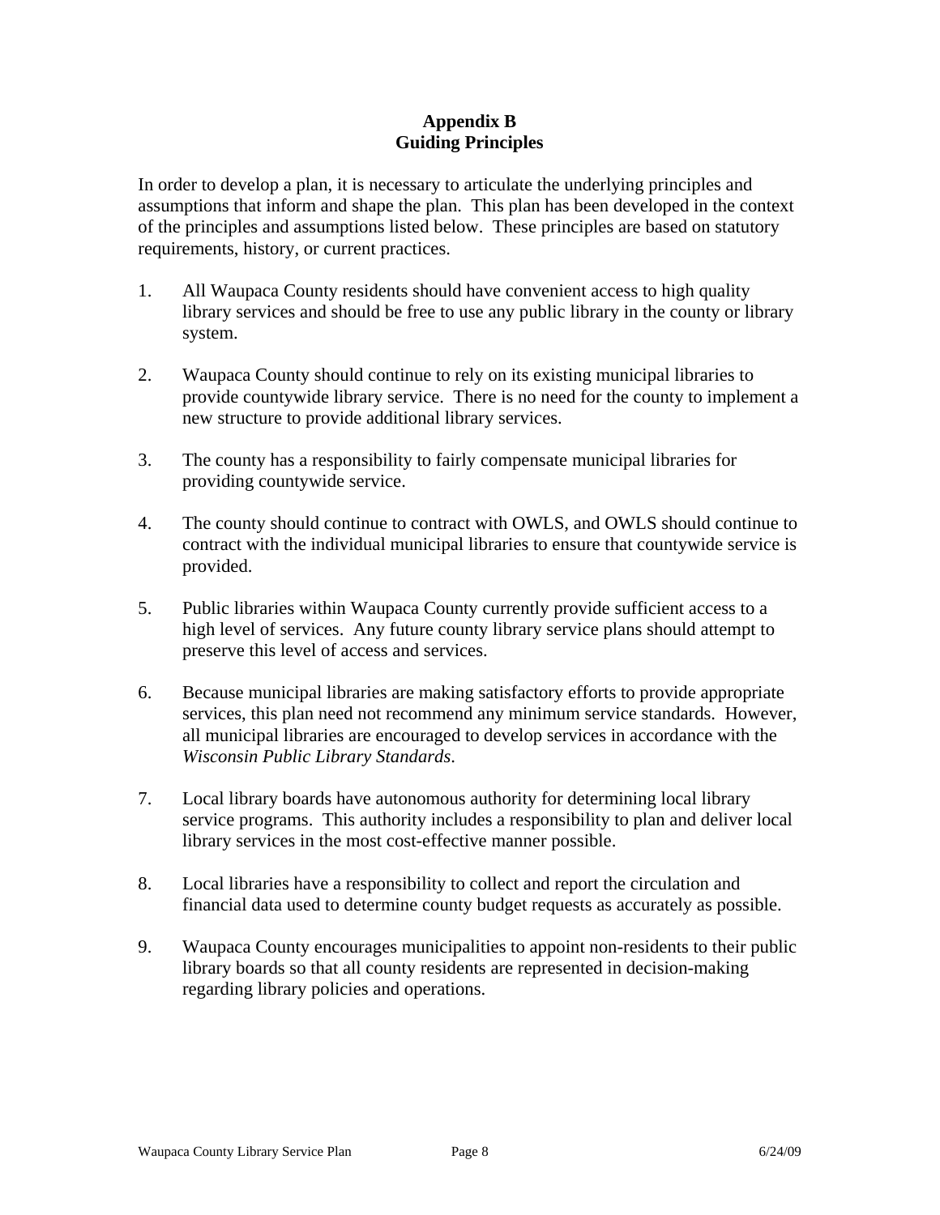# Appendix B
# Guiding Principles

In order to develop a plan, it is necessary to articulate the underlying principles and assumptions that inform and shape the plan. This plan has been developed in the context of the principles and assumptions listed below. These principles are based on statutory requirements, history, or current practices.

1. All Waupaca County residents should have convenient access to high quality library services and should be free to use any public library in the county or library system.

2. Waupaca County should continue to rely on its existing municipal libraries to provide countywide library service. There is no need for the county to implement a new structure to provide additional library services.

3. The county has a responsibility to fairly compensate municipal libraries for providing countywide service.

4. The county should continue to contract with OWLS, and OWLS should continue to contract with the individual municipal libraries to ensure that countywide service is provided.

5. Public libraries within Waupaca County currently provide sufficient access to a high level of services. Any future county library service plans should attempt to preserve this level of access and services.

6. Because municipal libraries are making satisfactory efforts to provide appropriate services, this plan need not recommend any minimum service standards. However, all municipal libraries are encouraged to develop services in accordance with the *Wisconsin Public Library Standards*.

7. Local library boards have autonomous authority for determining local library service programs. This authority includes a responsibility to plan and deliver local library services in the most cost-effective manner possible.

8. Local libraries have a responsibility to collect and report the circulation and financial data used to determine county budget requests as accurately as possible.

9. Waupaca County encourages municipalities to appoint non-residents to their public library boards so that all county residents are represented in decision-making regarding library policies and operations.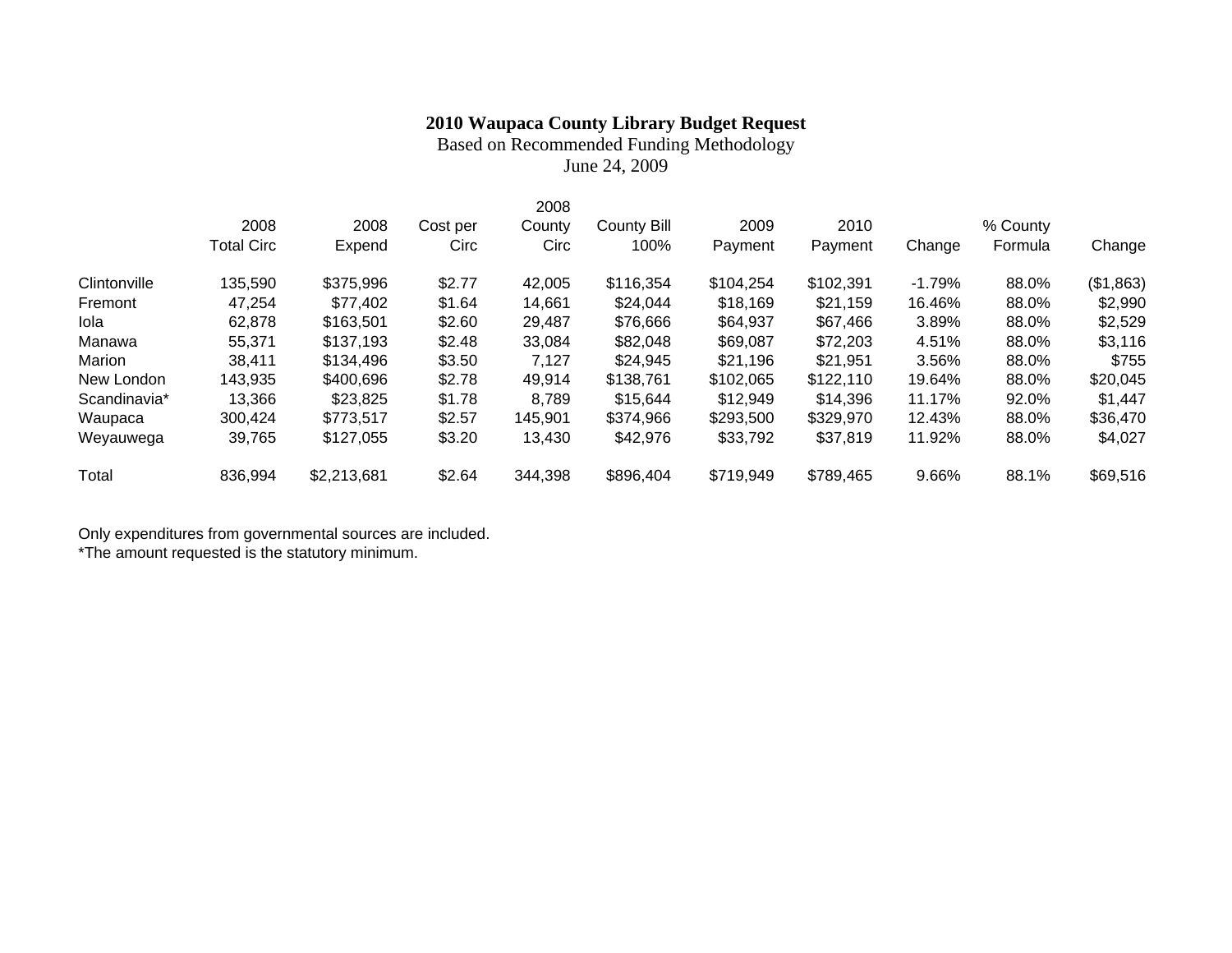**2010 Waupaca County Library Budget Request**

Based on Recommended Funding Methodology

June 24, 2009

| | 2008 Total Circ | 2008 Expend | Cost per Circ | 2008 County Circ | County Bill 100% | 2009 Payment | 2010 Payment | Change | % County Formula | Change |
|---|---|---|---|---|---|---|---|---|---|---|
| Clintonville | 135,590 | $375,996 | $2.77 | 42,005 | $116,354 | $104,254 | $102,391 | -1.79% | 88.0% | ($1,863) |
| Fremont | 47,254 | $77,402 | $1.64 | 14,661 | $24,044 | $18,169 | $21,159 | 16.46% | 88.0% | $2,990 |
| Iola | 62,878 | $163,501 | $2.60 | 29,487 | $76,666 | $64,937 | $67,466 | 3.89% | 88.0% | $2,529 |
| Manawa | 55,371 | $137,193 | $2.48 | 33,084 | $82,048 | $69,087 | $72,203 | 4.51% | 88.0% | $3,116 |
| Marion | 38,411 | $134,496 | $3.50 | 7,127 | $24,945 | $21,196 | $21,951 | 3.56% | 88.0% | $755 |
| New London | 143,935 | $400,696 | $2.78 | 49,914 | $138,761 | $102,065 | $122,110 | 19.64% | 88.0% | $20,045 |
| Scandinavia* | 13,366 | $23,825 | $1.78 | 8,789 | $15,644 | $12,949 | $14,396 | 11.17% | 92.0% | $1,447 |
| Waupaca | 300,424 | $773,517 | $2.57 | 145,901 | $374,966 | $293,500 | $329,970 | 12.43% | 88.0% | $36,470 |
| Weyauwega | 39,765 | $127,055 | $3.20 | 13,430 | $42,976 | $33,792 | $37,819 | 11.92% | 88.0% | $4,027 |
| Total | 836,994 | $2,213,681 | $2.64 | 344,398 | $896,404 | $719,949 | $789,465 | 9.66% | 88.1% | $69,516 |

Only expenditures from governmental sources are included.

*The amount requested is the statutory minimum.